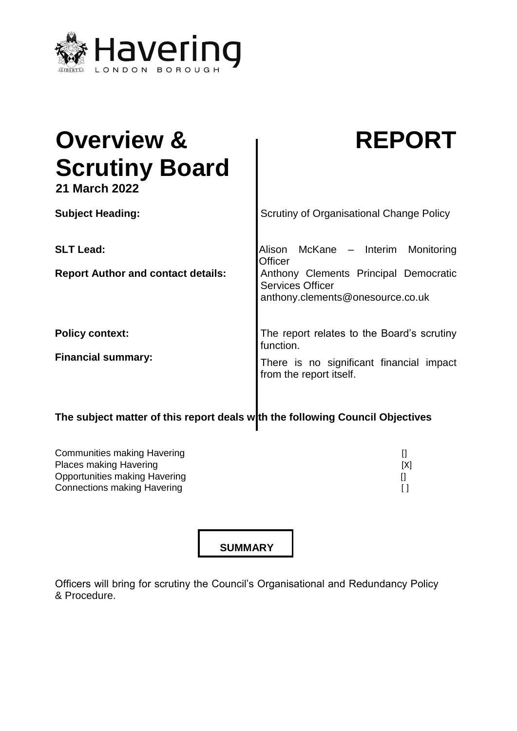Havering
LONDON BOROUGH

# Overview & Scrutiny Board

**21 March 2022**

# REPORT

| | |
|---|---|
| **Subject Heading:** | Scrutiny of Organisational Change Policy |
| **SLT Lead:** | Alison McKane – Interim Monitoring Officer |
| **Report Author and contact details:** | Anthony Clements Principal Democratic Services Officer anthony.clements@onesource.co.uk |
| **Policy context:** | The report relates to the Board's scrutiny function. |
| **Financial summary:** | There is no significant financial impact from the report itself. |

**The subject matter of this report deals with the following Council Objectives**

| | |
|---|---|
| Communities making Havering | [] |
| Places making Havering | [X] |
| Opportunities making Havering | [] |
| Connections making Havering | [ ] |

**SUMMARY**

Officers will bring for scrutiny the Council's Organisational and Redundancy Policy & Procedure.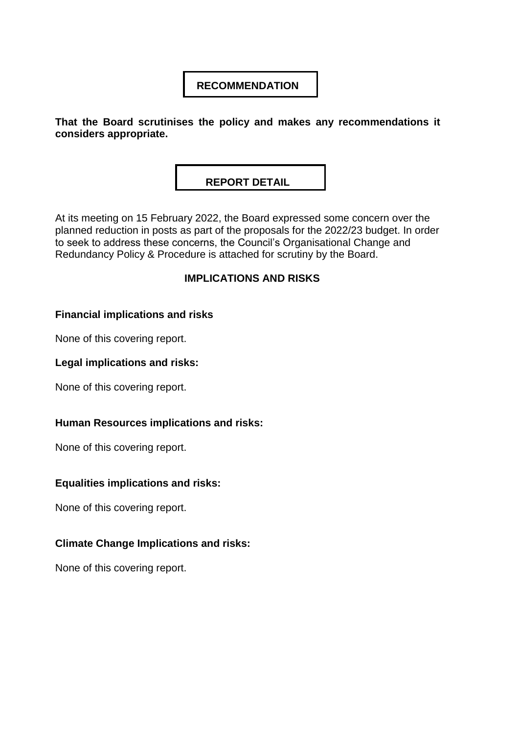## RECOMMENDATION

**That the Board scrutinises the policy and makes any recommendations it considers appropriate.**

## REPORT DETAIL

At its meeting on 15 February 2022, the Board expressed some concern over the planned reduction in posts as part of the proposals for the 2022/23 budget. In order to seek to address these concerns, the Council's Organisational Change and Redundancy Policy & Procedure is attached for scrutiny by the Board.

### IMPLICATIONS AND RISKS

**Financial implications and risks**

None of this covering report.

**Legal implications and risks:**

None of this covering report.

**Human Resources implications and risks:**

None of this covering report.

**Equalities implications and risks:**

None of this covering report.

**Climate Change Implications and risks:**

None of this covering report.